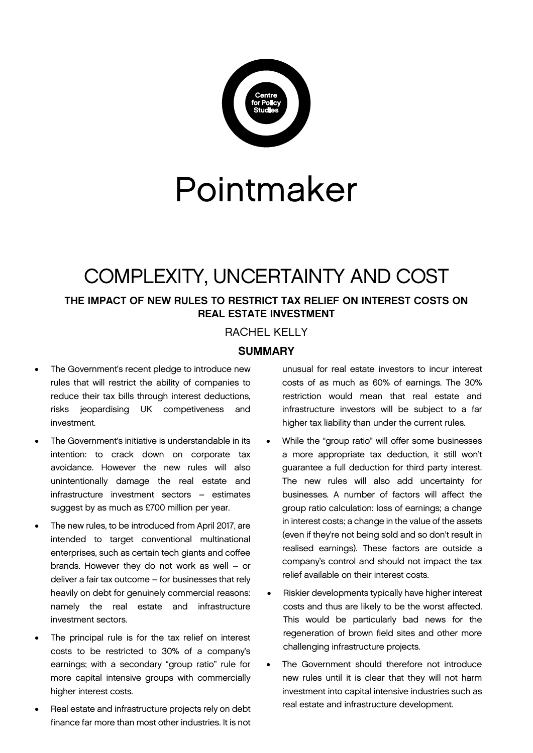Centre for Policy Studies

# Pointmaker

## COMPLEXITY, UNCERTAINTY AND COST

### THE IMPACT OF NEW RULES TO RESTRICT TAX RELIEF ON INTEREST COSTS ON REAL ESTATE INVESTMENT

RACHEL KELLY

### SUMMARY

- The Government's recent pledge to introduce new rules that will restrict the ability of companies to reduce their tax bills through interest deductions, risks jeopardising UK competiveness and investment.
- The Government's initiative is understandable in its intention: to crack down on corporate tax avoidance. However the new rules will also unintentionally damage the real estate and infrastructure investment sectors – estimates suggest by as much as £700 million per year.
- The new rules, to be introduced from April 2017, are intended to target conventional multinational enterprises, such as certain tech giants and coffee brands. However they do not work as well – or deliver a fair tax outcome – for businesses that rely heavily on debt for genuinely commercial reasons: namely the real estate and infrastructure investment sectors.
- The principal rule is for the tax relief on interest costs to be restricted to 30% of a company's earnings; with a secondary "group ratio" rule for more capital intensive groups with commercially higher interest costs.
- Real estate and infrastructure projects rely on debt finance far more than most other industries. It is not unusual for real estate investors to incur interest costs of as much as 60% of earnings. The 30% restriction would mean that real estate and infrastructure investors will be subject to a far higher tax liability than under the current rules.
- While the "group ratio" will offer some businesses a more appropriate tax deduction, it still won't guarantee a full deduction for third party interest. The new rules will also add uncertainty for businesses. A number of factors will affect the group ratio calculation: loss of earnings; a change in interest costs; a change in the value of the assets (even if they're not being sold and so don't result in realised earnings). These factors are outside a company's control and should not impact the tax relief available on their interest costs.
- Riskier developments typically have higher interest costs and thus are likely to be the worst affected. This would be particularly bad news for the regeneration of brown field sites and other more challenging infrastructure projects.
- The Government should therefore not introduce new rules until it is clear that they will not harm investment into capital intensive industries such as real estate and infrastructure development.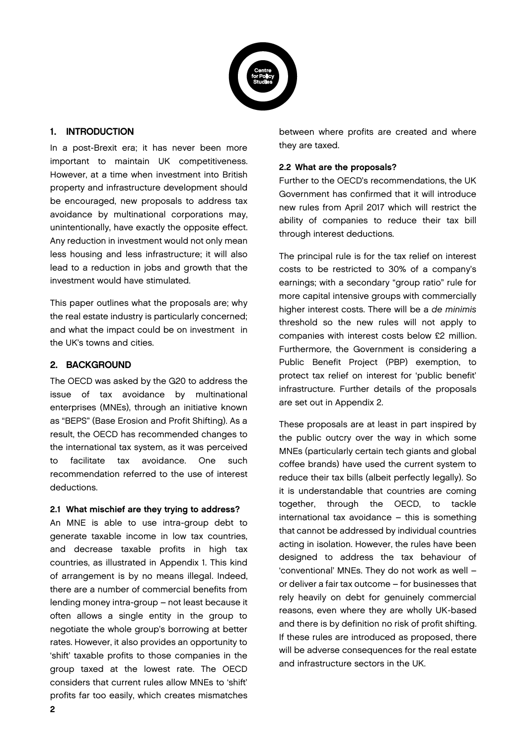## 1. INTRODUCTION

In a post-Brexit era; it has never been more important to maintain UK competitiveness. However, at a time when investment into British property and infrastructure development should be encouraged, new proposals to address tax avoidance by multinational corporations may, unintentionally, have exactly the opposite effect. Any reduction in investment would not only mean less housing and less infrastructure; it will also lead to a reduction in jobs and growth that the investment would have stimulated.

This paper outlines what the proposals are; why the real estate industry is particularly concerned; and what the impact could be on investment in the UK's towns and cities.

## 2. BACKGROUND

The OECD was asked by the G20 to address the issue of tax avoidance by multinational enterprises (MNEs), through an initiative known as "BEPS" (Base Erosion and Profit Shifting). As a result, the OECD has recommended changes to the international tax system, as it was perceived to facilitate tax avoidance. One such recommendation referred to the use of interest deductions.

### 2.1 What mischief are they trying to address?

An MNE is able to use intra-group debt to generate taxable income in low tax countries, and decrease taxable profits in high tax countries, as illustrated in Appendix 1. This kind of arrangement is by no means illegal. Indeed, there are a number of commercial benefits from lending money intra-group – not least because it often allows a single entity in the group to negotiate the whole group's borrowing at better rates. However, it also provides an opportunity to 'shift' taxable profits to those companies in the group taxed at the lowest rate. The OECD considers that current rules allow MNEs to 'shift' profits far too easily, which creates mismatches between where profits are created and where they are taxed.

### 2.2 What are the proposals?

Further to the OECD's recommendations, the UK Government has confirmed that it will introduce new rules from April 2017 which will restrict the ability of companies to reduce their tax bill through interest deductions.

The principal rule is for the tax relief on interest costs to be restricted to 30% of a company's earnings; with a secondary "group ratio" rule for more capital intensive groups with commercially higher interest costs. There will be a *de minimis* threshold so the new rules will not apply to companies with interest costs below £2 million. Furthermore, the Government is considering a Public Benefit Project (PBP) exemption, to protect tax relief on interest for 'public benefit' infrastructure. Further details of the proposals are set out in Appendix 2.

These proposals are at least in part inspired by the public outcry over the way in which some MNEs (particularly certain tech giants and global coffee brands) have used the current system to reduce their tax bills (albeit perfectly legally). So it is understandable that countries are coming together, through the OECD, to tackle international tax avoidance – this is something that cannot be addressed by individual countries acting in isolation. However, the rules have been designed to address the tax behaviour of 'conventional' MNEs. They do not work as well – or deliver a fair tax outcome – for businesses that rely heavily on debt for genuinely commercial reasons, even where they are wholly UK-based and there is by definition no risk of profit shifting. If these rules are introduced as proposed, there will be adverse consequences for the real estate and infrastructure sectors in the UK.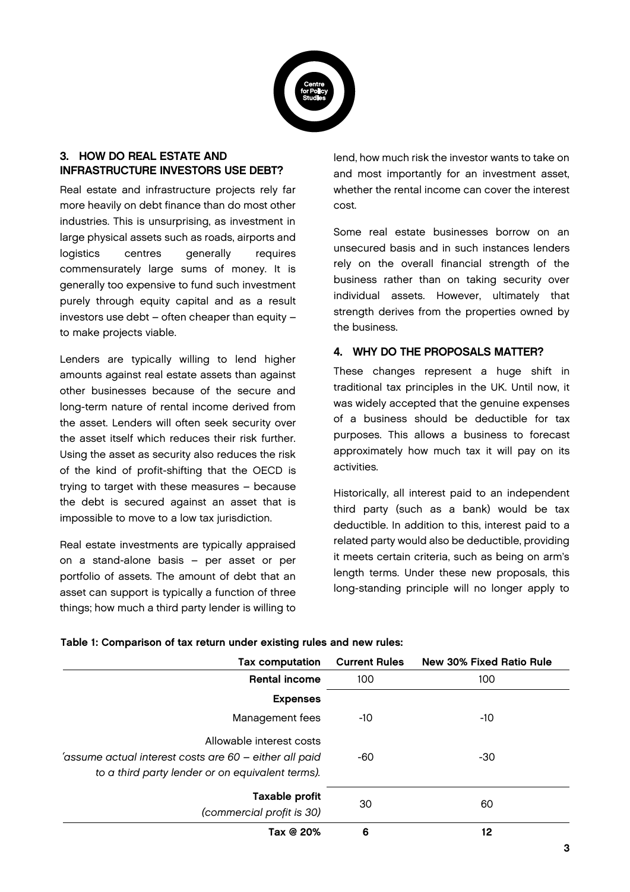## 3. HOW DO REAL ESTATE AND INFRASTRUCTURE INVESTORS USE DEBT?

Real estate and infrastructure projects rely far more heavily on debt finance than do most other industries. This is unsurprising, as investment in large physical assets such as roads, airports and logistics centres generally requires commensurately large sums of money. It is generally too expensive to fund such investment purely through equity capital and as a result investors use debt – often cheaper than equity – to make projects viable.

Lenders are typically willing to lend higher amounts against real estate assets than against other businesses because of the secure and long-term nature of rental income derived from the asset. Lenders will often seek security over the asset itself which reduces their risk further. Using the asset as security also reduces the risk of the kind of profit-shifting that the OECD is trying to target with these measures – because the debt is secured against an asset that is impossible to move to a low tax jurisdiction.

Real estate investments are typically appraised on a stand-alone basis – per asset or per portfolio of assets. The amount of debt that an asset can support is typically a function of three things; how much a third party lender is willing to lend, how much risk the investor wants to take on and most importantly for an investment asset, whether the rental income can cover the interest cost.

Some real estate businesses borrow on an unsecured basis and in such instances lenders rely on the overall financial strength of the business rather than on taking security over individual assets. However, ultimately that strength derives from the properties owned by the business.

## 4. WHY DO THE PROPOSALS MATTER?

These changes represent a huge shift in traditional tax principles in the UK. Until now, it was widely accepted that the genuine expenses of a business should be deductible for tax purposes. This allows a business to forecast approximately how much tax it will pay on its activities.

Historically, all interest paid to an independent third party (such as a bank) would be tax deductible. In addition to this, interest paid to a related party would also be deductible, providing it meets certain criteria, such as being on arm's length terms. Under these new proposals, this long-standing principle will no longer apply to

**Table 1: Comparison of tax return under existing rules and new rules:**

| Tax computation | Current Rules | New 30% Fixed Ratio Rule |
|---|---|---|
| **Rental income** | 100 | 100 |
| **Expenses** | | |
| Management fees | -10 | -10 |
| Allowable interest costs *(assume actual interest costs are 60 – either all paid to a third party lender or on equivalent terms).* | -60 | -30 |
| **Taxable profit** *(commercial profit is 30)* | 30 | 60 |
| **Tax @ 20%** | **6** | **12** |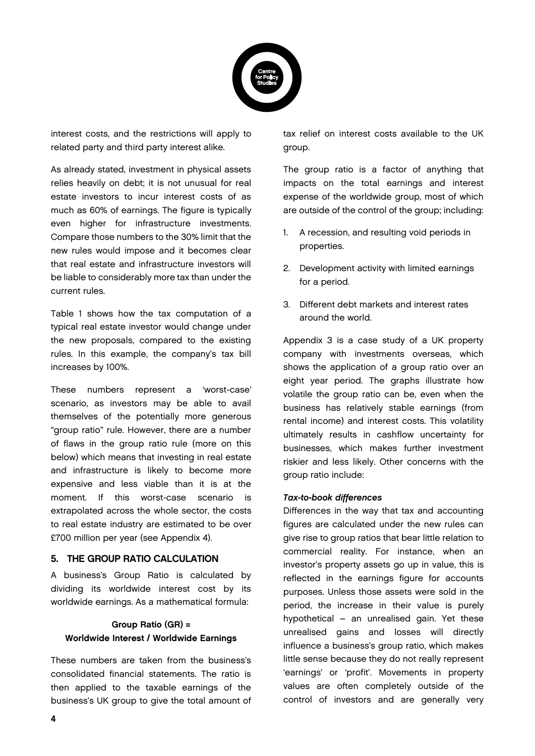interest costs, and the restrictions will apply to related party and third party interest alike.

As already stated, investment in physical assets relies heavily on debt; it is not unusual for real estate investors to incur interest costs of as much as 60% of earnings. The figure is typically even higher for infrastructure investments. Compare those numbers to the 30% limit that the new rules would impose and it becomes clear that real estate and infrastructure investors will be liable to considerably more tax than under the current rules.

Table 1 shows how the tax computation of a typical real estate investor would change under the new proposals, compared to the existing rules. In this example, the company's tax bill increases by 100%.

These numbers represent a 'worst-case' scenario, as investors may be able to avail themselves of the potentially more generous "group ratio" rule. However, there are a number of flaws in the group ratio rule (more on this below) which means that investing in real estate and infrastructure is likely to become more expensive and less viable than it is at the moment. If this worst-case scenario is extrapolated across the whole sector, the costs to real estate industry are estimated to be over £700 million per year (see Appendix 4).

## 5. THE GROUP RATIO CALCULATION

A business's Group Ratio is calculated by dividing its worldwide interest cost by its worldwide earnings. As a mathematical formula:

**Group Ratio (GR) =**
**Worldwide Interest / Worldwide Earnings**

These numbers are taken from the business's consolidated financial statements. The ratio is then applied to the taxable earnings of the business's UK group to give the total amount of tax relief on interest costs available to the UK group.

The group ratio is a factor of anything that impacts on the total earnings and interest expense of the worldwide group, most of which are outside of the control of the group; including:

1. A recession, and resulting void periods in properties.
2. Development activity with limited earnings for a period.
3. Different debt markets and interest rates around the world.

Appendix 3 is a case study of a UK property company with investments overseas, which shows the application of a group ratio over an eight year period. The graphs illustrate how volatile the group ratio can be, even when the business has relatively stable earnings (from rental income) and interest costs. This volatility ultimately results in cashflow uncertainty for businesses, which makes further investment riskier and less likely. Other concerns with the group ratio include:

***Tax-to-book differences***

Differences in the way that tax and accounting figures are calculated under the new rules can give rise to group ratios that bear little relation to commercial reality. For instance, when an investor's property assets go up in value, this is reflected in the earnings figure for accounts purposes. Unless those assets were sold in the period, the increase in their value is purely hypothetical – an unrealised gain. Yet these unrealised gains and losses will directly influence a business's group ratio, which makes little sense because they do not really represent 'earnings' or 'profit'. Movements in property values are often completely outside of the control of investors and are generally very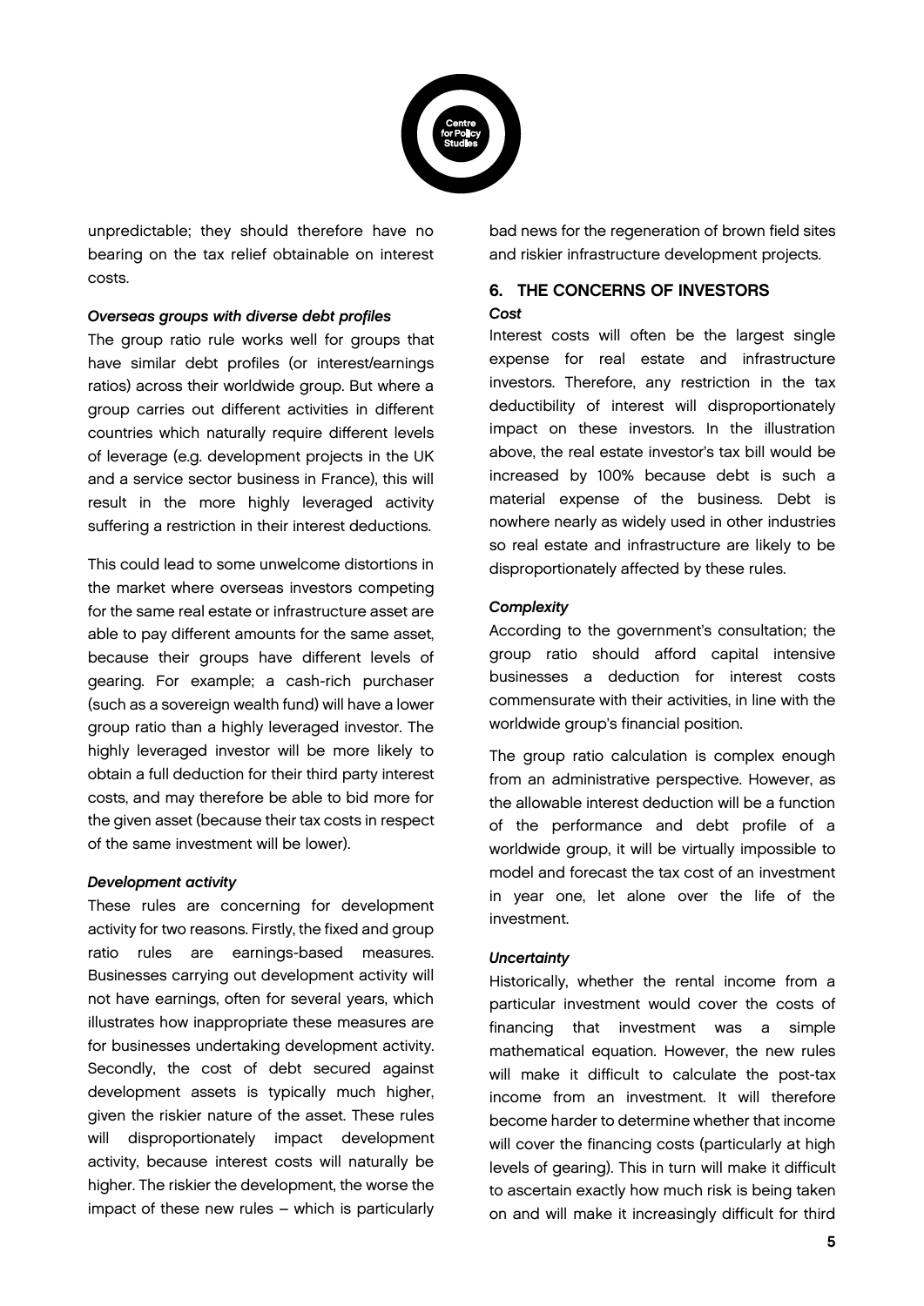unpredictable; they should therefore have no bearing on the tax relief obtainable on interest costs.

***Overseas groups with diverse debt profiles***

The group ratio rule works well for groups that have similar debt profiles (or interest/earnings ratios) across their worldwide group. But where a group carries out different activities in different countries which naturally require different levels of leverage (e.g. development projects in the UK and a service sector business in France), this will result in the more highly leveraged activity suffering a restriction in their interest deductions.

This could lead to some unwelcome distortions in the market where overseas investors competing for the same real estate or infrastructure asset are able to pay different amounts for the same asset, because their groups have different levels of gearing. For example; a cash-rich purchaser (such as a sovereign wealth fund) will have a lower group ratio than a highly leveraged investor. The highly leveraged investor will be more likely to obtain a full deduction for their third party interest costs, and may therefore be able to bid more for the given asset (because their tax costs in respect of the same investment will be lower).

***Development activity***

These rules are concerning for development activity for two reasons. Firstly, the fixed and group ratio rules are earnings-based measures. Businesses carrying out development activity will not have earnings, often for several years, which illustrates how inappropriate these measures are for businesses undertaking development activity. Secondly, the cost of debt secured against development assets is typically much higher, given the riskier nature of the asset. These rules will disproportionately impact development activity, because interest costs will naturally be higher. The riskier the development, the worse the impact of these new rules – which is particularly bad news for the regeneration of brown field sites and riskier infrastructure development projects.

## 6. THE CONCERNS OF INVESTORS

***Cost***

Interest costs will often be the largest single expense for real estate and infrastructure investors. Therefore, any restriction in the tax deductibility of interest will disproportionately impact on these investors. In the illustration above, the real estate investor's tax bill would be increased by 100% because debt is such a material expense of the business. Debt is nowhere nearly as widely used in other industries so real estate and infrastructure are likely to be disproportionately affected by these rules.

***Complexity***

According to the government's consultation; the group ratio should afford capital intensive businesses a deduction for interest costs commensurate with their activities, in line with the worldwide group's financial position.

The group ratio calculation is complex enough from an administrative perspective. However, as the allowable interest deduction will be a function of the performance and debt profile of a worldwide group, it will be virtually impossible to model and forecast the tax cost of an investment in year one, let alone over the life of the investment.

***Uncertainty***

Historically, whether the rental income from a particular investment would cover the costs of financing that investment was a simple mathematical equation. However, the new rules will make it difficult to calculate the post-tax income from an investment. It will therefore become harder to determine whether that income will cover the financing costs (particularly at high levels of gearing). This in turn will make it difficult to ascertain exactly how much risk is being taken on and will make it increasingly difficult for third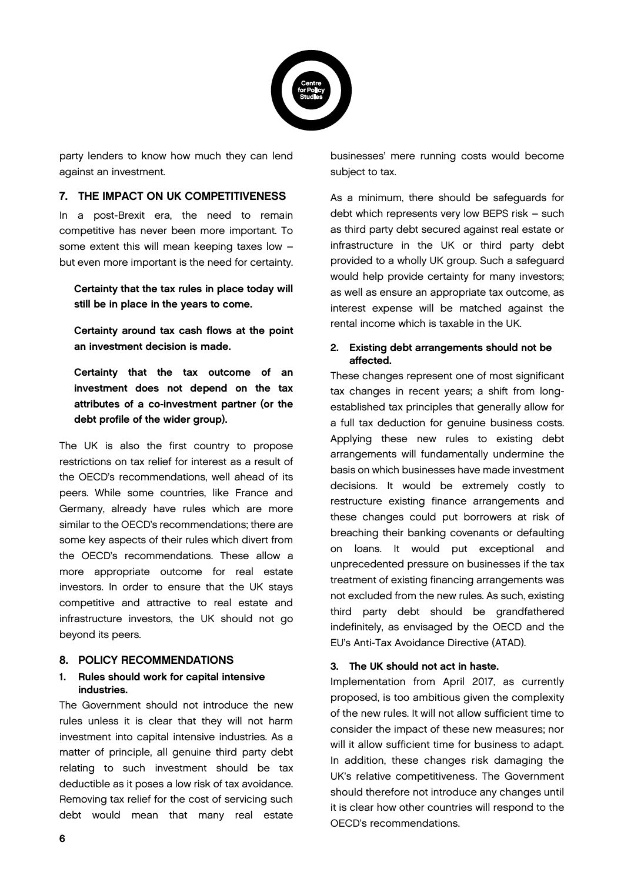party lenders to know how much they can lend against an investment.

## 7. THE IMPACT ON UK COMPETITIVENESS

In a post-Brexit era, the need to remain competitive has never been more important. To some extent this will mean keeping taxes low – but even more important is the need for certainty.

> **Certainty that the tax rules in place today will still be in place in the years to come.**
>
> **Certainty around tax cash flows at the point an investment decision is made.**
>
> **Certainty that the tax outcome of an investment does not depend on the tax attributes of a co-investment partner (or the debt profile of the wider group).**

The UK is also the first country to propose restrictions on tax relief for interest as a result of the OECD's recommendations, well ahead of its peers. While some countries, like France and Germany, already have rules which are more similar to the OECD's recommendations; there are some key aspects of their rules which divert from the OECD's recommendations. These allow a more appropriate outcome for real estate investors. In order to ensure that the UK stays competitive and attractive to real estate and infrastructure investors, the UK should not go beyond its peers.

## 8. POLICY RECOMMENDATIONS

### 1. Rules should work for capital intensive industries.

The Government should not introduce the new rules unless it is clear that they will not harm investment into capital intensive industries. As a matter of principle, all genuine third party debt relating to such investment should be tax deductible as it poses a low risk of tax avoidance. Removing tax relief for the cost of servicing such debt would mean that many real estate businesses' mere running costs would become subject to tax.

As a minimum, there should be safeguards for debt which represents very low BEPS risk – such as third party debt secured against real estate or infrastructure in the UK or third party debt provided to a wholly UK group. Such a safeguard would help provide certainty for many investors; as well as ensure an appropriate tax outcome, as interest expense will be matched against the rental income which is taxable in the UK.

### 2. Existing debt arrangements should not be affected.

These changes represent one of most significant tax changes in recent years; a shift from long-established tax principles that generally allow for a full tax deduction for genuine business costs. Applying these new rules to existing debt arrangements will fundamentally undermine the basis on which businesses have made investment decisions. It would be extremely costly to restructure existing finance arrangements and these changes could put borrowers at risk of breaching their banking covenants or defaulting on loans. It would put exceptional and unprecedented pressure on businesses if the tax treatment of existing financing arrangements was not excluded from the new rules. As such, existing third party debt should be grandfathered indefinitely, as envisaged by the OECD and the EU's Anti-Tax Avoidance Directive (ATAD).

### 3. The UK should not act in haste.

Implementation from April 2017, as currently proposed, is too ambitious given the complexity of the new rules. It will not allow sufficient time to consider the impact of these new measures; nor will it allow sufficient time for business to adapt. In addition, these changes risk damaging the UK's relative competitiveness. The Government should therefore not introduce any changes until it is clear how other countries will respond to the OECD's recommendations.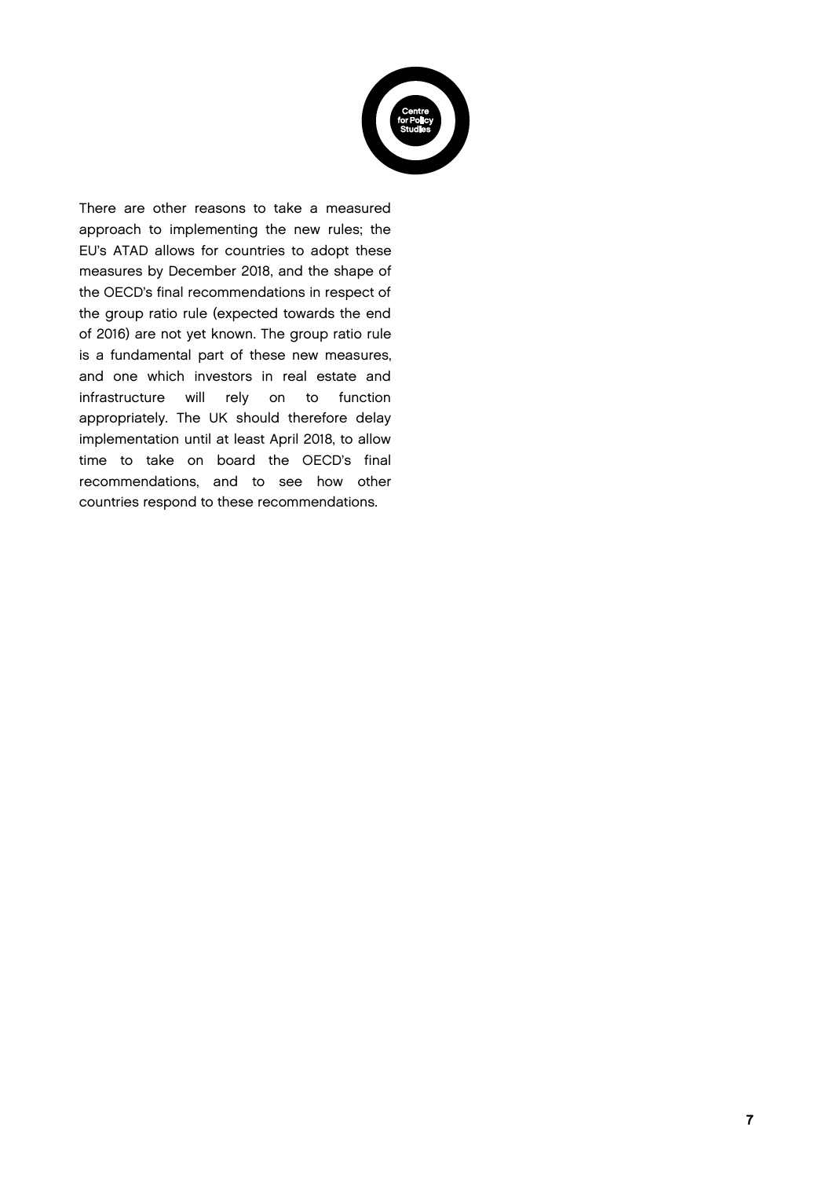There are other reasons to take a measured approach to implementing the new rules; the EU's ATAD allows for countries to adopt these measures by December 2018, and the shape of the OECD's final recommendations in respect of the group ratio rule (expected towards the end of 2016) are not yet known. The group ratio rule is a fundamental part of these new measures, and one which investors in real estate and infrastructure will rely on to function appropriately. The UK should therefore delay implementation until at least April 2018, to allow time to take on board the OECD's final recommendations, and to see how other countries respond to these recommendations.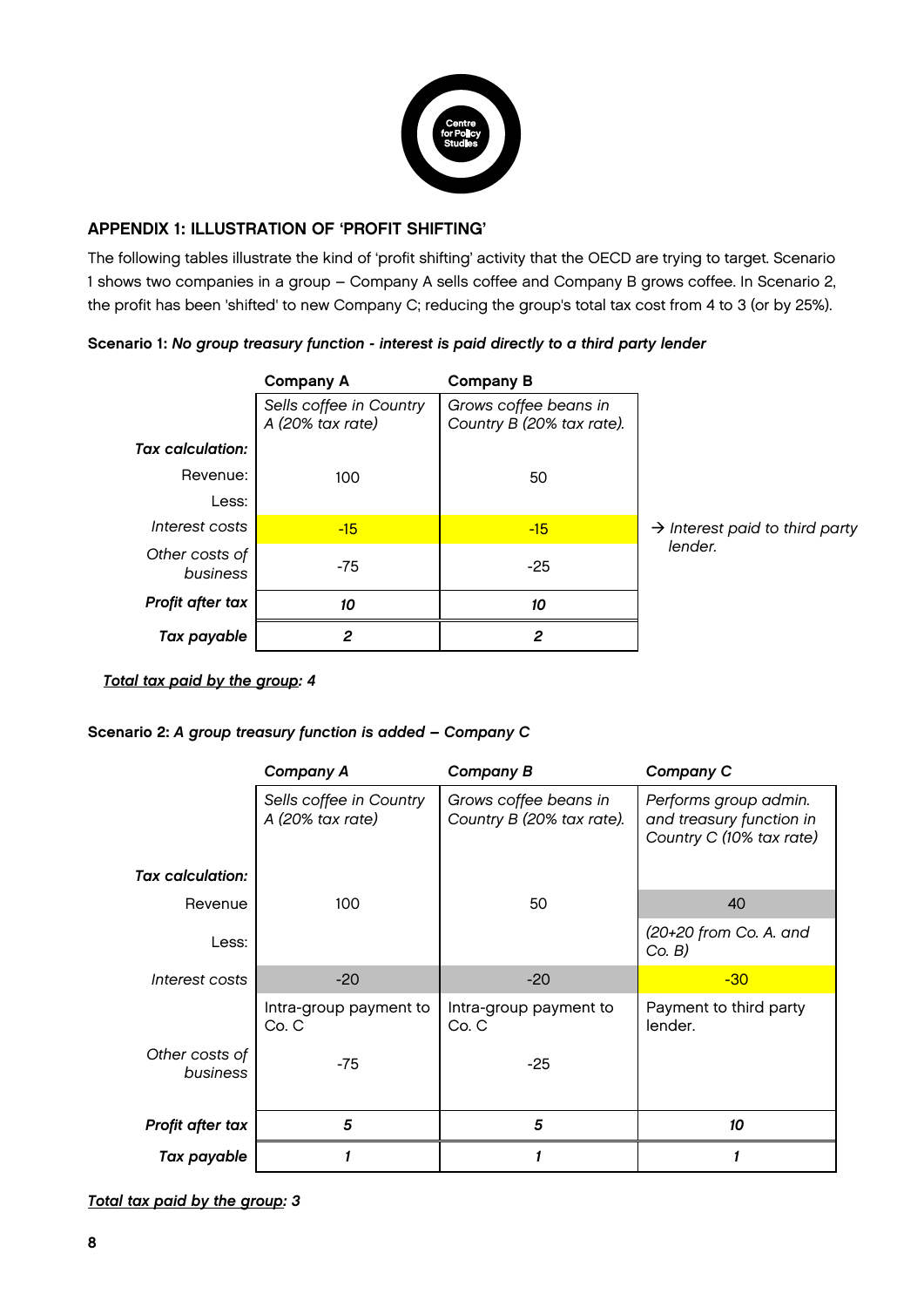## APPENDIX 1: ILLUSTRATION OF 'PROFIT SHIFTING'

The following tables illustrate the kind of 'profit shifting' activity that the OECD are trying to target. Scenario 1 shows two companies in a group – Company A sells coffee and Company B grows coffee. In Scenario 2, the profit has been 'shifted' to new Company C; reducing the group's total tax cost from 4 to 3 (or by 25%).

**Scenario 1:** ***No group treasury function - interest is paid directly to a third party lender***

| | **Company A** | **Company B** | |
|---|---|---|---|
| | *Sells coffee in Country A (20% tax rate)* | *Grows coffee beans in Country B (20% tax rate).* | |
| ***Tax calculation:*** | | | |
| Revenue: | 100 | 50 | |
| Less: | | | |
| *Interest costs* | -15 | -15 | → *Interest paid to third party lender.* |
| *Other costs of business* | -75 | -25 | |
| ***Profit after tax*** | ***10*** | ***10*** | |
| ***Tax payable*** | ***2*** | ***2*** | |

***<u>Total tax paid by the group</u>: 4***

**Scenario 2:** ***A group treasury function is added – Company C***

| | ***Company A*** | ***Company B*** | ***Company C*** |
|---|---|---|---|
| | *Sells coffee in Country A (20% tax rate)* | *Grows coffee beans in Country B (20% tax rate).* | *Performs group admin. and treasury function in Country C (10% tax rate)* |
| ***Tax calculation:*** | | | |
| Revenue | 100 | 50 | 40 |
| Less: | | | *(20+20 from Co. A. and Co. B)* |
| *Interest costs* | -20 | -20 | -30 |
| | Intra-group payment to Co. C | Intra-group payment to Co. C | Payment to third party lender. |
| *Other costs of business* | -75 | -25 | |
| ***Profit after tax*** | ***5*** | ***5*** | ***10*** |
| ***Tax payable*** | ***1*** | ***1*** | ***1*** |

***<u>Total tax paid by the group</u>: 3***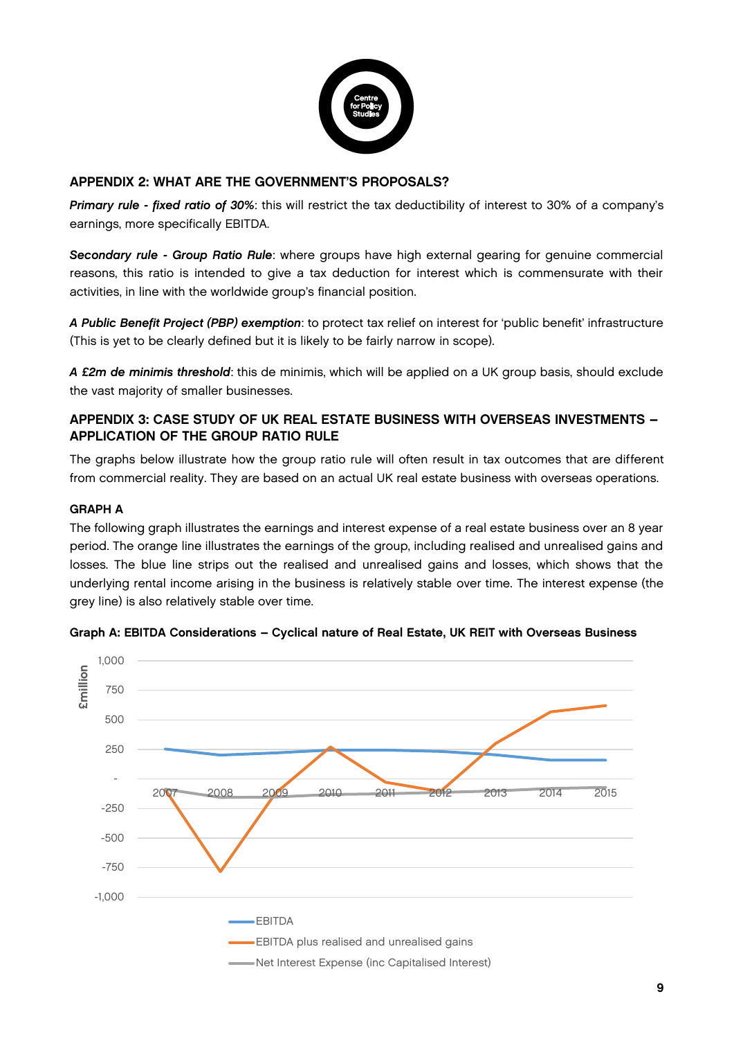## APPENDIX 2: WHAT ARE THE GOVERNMENT'S PROPOSALS?

***Primary rule - fixed ratio of 30%***: this will restrict the tax deductibility of interest to 30% of a company's earnings, more specifically EBITDA.

***Secondary rule - Group Ratio Rule***: where groups have high external gearing for genuine commercial reasons, this ratio is intended to give a tax deduction for interest which is commensurate with their activities, in line with the worldwide group's financial position.

***A Public Benefit Project (PBP) exemption***: to protect tax relief on interest for 'public benefit' infrastructure (This is yet to be clearly defined but it is likely to be fairly narrow in scope).

***A £2m de minimis threshold***: this de minimis, which will be applied on a UK group basis, should exclude the vast majority of smaller businesses.

## APPENDIX 3: CASE STUDY OF UK REAL ESTATE BUSINESS WITH OVERSEAS INVESTMENTS – APPLICATION OF THE GROUP RATIO RULE

The graphs below illustrate how the group ratio rule will often result in tax outcomes that are different from commercial reality. They are based on an actual UK real estate business with overseas operations.

### GRAPH A

The following graph illustrates the earnings and interest expense of a real estate business over an 8 year period. The orange line illustrates the earnings of the group, including realised and unrealised gains and losses. The blue line strips out the realised and unrealised gains and losses, which shows that the underlying rental income arising in the business is relatively stable over time. The interest expense (the grey line) is also relatively stable over time.

**Graph A: EBITDA Considerations – Cyclical nature of Real Estate, UK REIT with Overseas Business**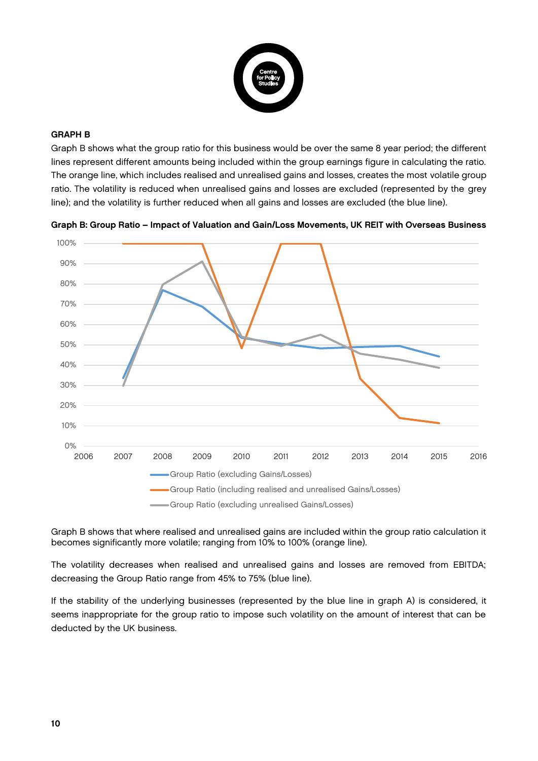### GRAPH B

Graph B shows what the group ratio for this business would be over the same 8 year period; the different lines represent different amounts being included within the group earnings figure in calculating the ratio. The orange line, which includes realised and unrealised gains and losses, creates the most volatile group ratio. The volatility is reduced when unrealised gains and losses are excluded (represented by the grey line); and the volatility is further reduced when all gains and losses are excluded (the blue line).

**Graph B: Group Ratio – Impact of Valuation and Gain/Loss Movements, UK REIT with Overseas Business**

Graph B shows that where realised and unrealised gains are included within the group ratio calculation it becomes significantly more volatile; ranging from 10% to 100% (orange line).

The volatility decreases when realised and unrealised gains and losses are removed from EBITDA; decreasing the Group Ratio range from 45% to 75% (blue line).

If the stability of the underlying businesses (represented by the blue line in graph A) is considered, it seems inappropriate for the group ratio to impose such volatility on the amount of interest that can be deducted by the UK business.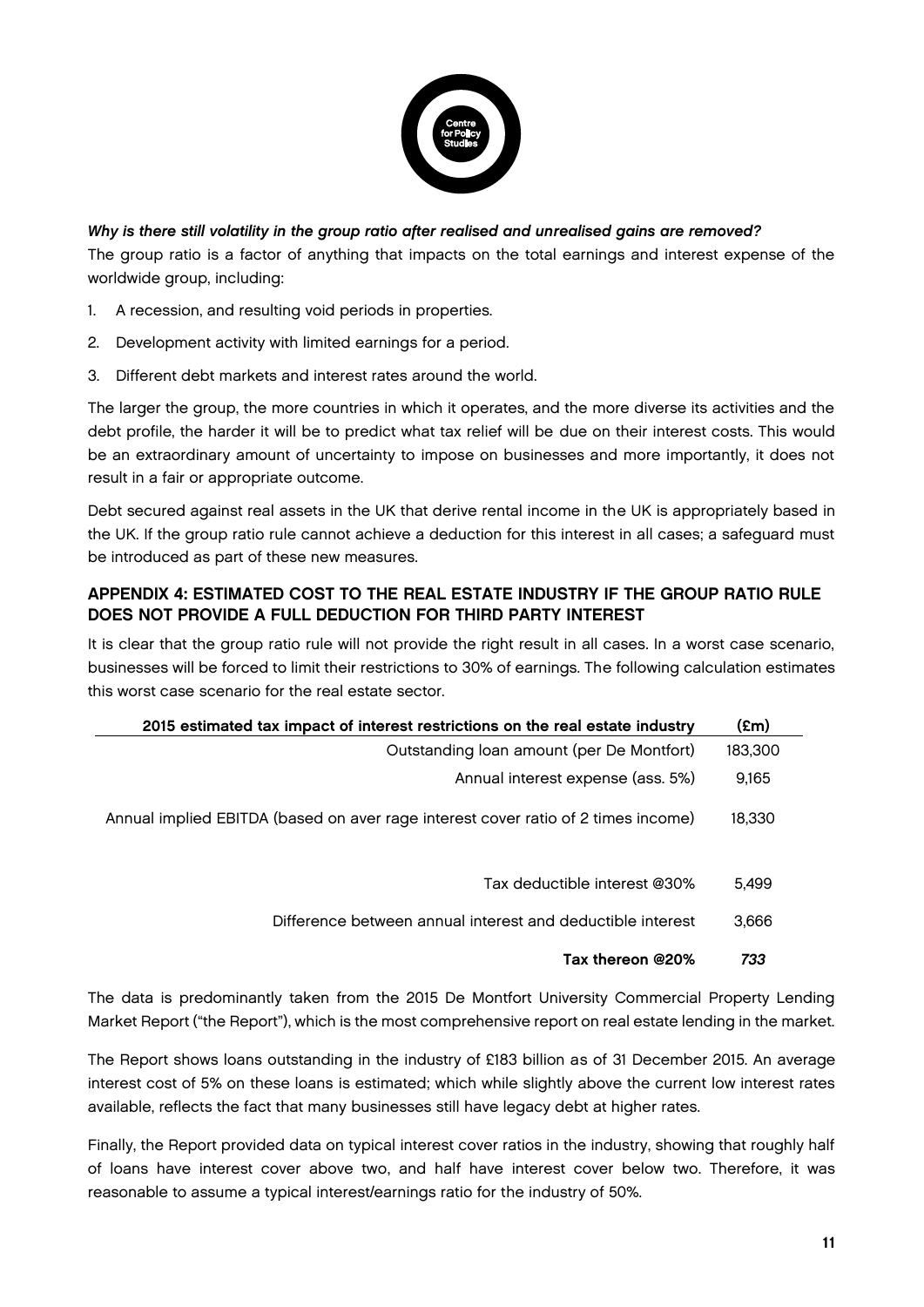***Why is there still volatility in the group ratio after realised and unrealised gains are removed?***

The group ratio is a factor of anything that impacts on the total earnings and interest expense of the worldwide group, including:

1. A recession, and resulting void periods in properties.
2. Development activity with limited earnings for a period.
3. Different debt markets and interest rates around the world.

The larger the group, the more countries in which it operates, and the more diverse its activities and the debt profile, the harder it will be to predict what tax relief will be due on their interest costs. This would be an extraordinary amount of uncertainty to impose on businesses and more importantly, it does not result in a fair or appropriate outcome.

Debt secured against real assets in the UK that derive rental income in the UK is appropriately based in the UK. If the group ratio rule cannot achieve a deduction for this interest in all cases; a safeguard must be introduced as part of these new measures.

## APPENDIX 4: ESTIMATED COST TO THE REAL ESTATE INDUSTRY IF THE GROUP RATIO RULE DOES NOT PROVIDE A FULL DEDUCTION FOR THIRD PARTY INTEREST

It is clear that the group ratio rule will not provide the right result in all cases. In a worst case scenario, businesses will be forced to limit their restrictions to 30% of earnings. The following calculation estimates this worst case scenario for the real estate sector.

| 2015 estimated tax impact of interest restrictions on the real estate industry | (£m) |
|---:|---:|
| Outstanding loan amount (per De Montfort) | 183,300 |
| Annual interest expense (ass. 5%) | 9,165 |
| Annual implied EBITDA (based on aver rage interest cover ratio of 2 times income) | 18,330 |
| | |
| Tax deductible interest @30% | 5,499 |
| Difference between annual interest and deductible interest | 3,666 |
| **Tax thereon @20%** | ***733*** |

The data is predominantly taken from the 2015 De Montfort University Commercial Property Lending Market Report ("the Report"), which is the most comprehensive report on real estate lending in the market.

The Report shows loans outstanding in the industry of £183 billion as of 31 December 2015. An average interest cost of 5% on these loans is estimated; which while slightly above the current low interest rates available, reflects the fact that many businesses still have legacy debt at higher rates.

Finally, the Report provided data on typical interest cover ratios in the industry, showing that roughly half of loans have interest cover above two, and half have interest cover below two. Therefore, it was reasonable to assume a typical interest/earnings ratio for the industry of 50%.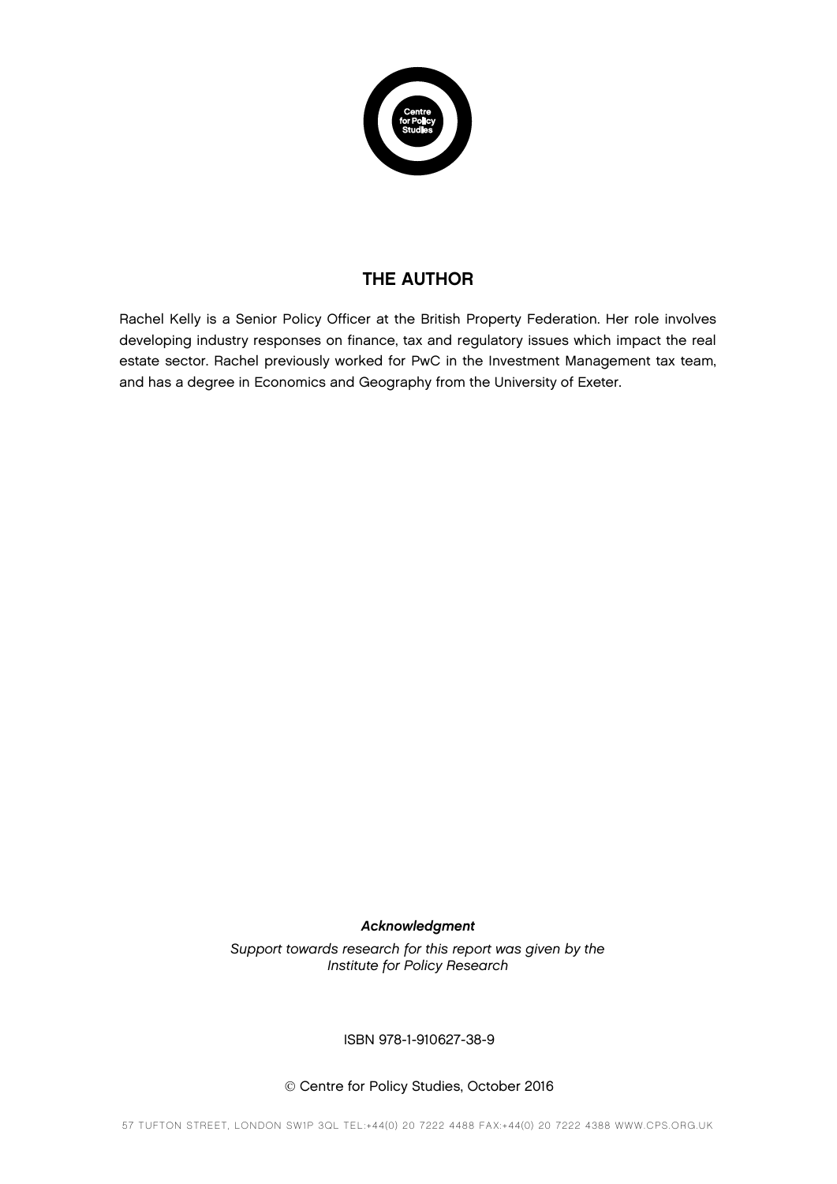## THE AUTHOR

Rachel Kelly is a Senior Policy Officer at the British Property Federation. Her role involves developing industry responses on finance, tax and regulatory issues which impact the real estate sector. Rachel previously worked for PwC in the Investment Management tax team, and has a degree in Economics and Geography from the University of Exeter.

***Acknowledgment***

*Support towards research for this report was given by the Institute for Policy Research*

ISBN 978-1-910627-38-9

© Centre for Policy Studies, October 2016

57 TUFTON STREET, LONDON SW1P 3QL TEL:+44(0) 20 7222 4488 FAX:+44(0) 20 7222 4388 WWW.CPS.ORG.UK